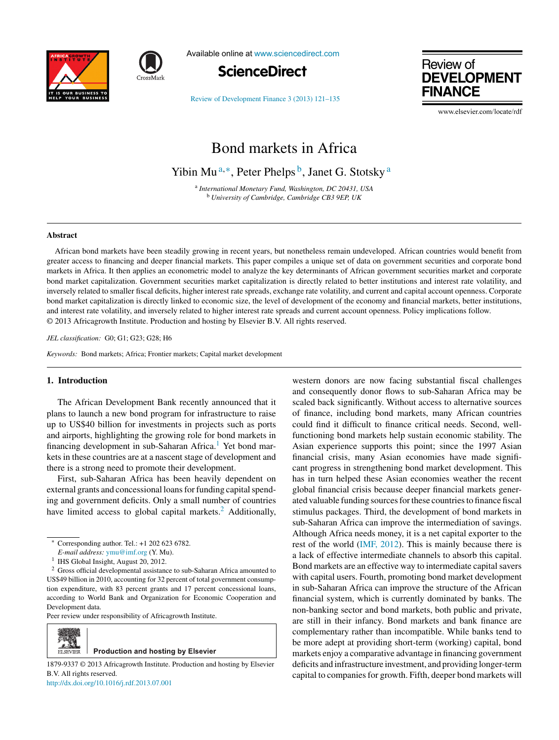# Bond markets in Africa

Yibin Mu[a,*], Peter Phelps[b], Janet G. Stotsky[a]

[a] *International Monetary Fund, Washington, DC 20431, USA*
[b] *University of Cambridge, Cambridge CB3 9EP, UK*

## Abstract

African bond markets have been steadily growing in recent years, but nonetheless remain undeveloped. African countries would benefit from greater access to financing and deeper financial markets. This paper compiles a unique set of data on government securities and corporate bond markets in Africa. It then applies an econometric model to analyze the key determinants of African government securities market and corporate bond market capitalization. Government securities market capitalization is directly related to better institutions and interest rate volatility, and inversely related to smaller fiscal deficits, higher interest rate spreads, exchange rate volatility, and current and capital account openness. Corporate bond market capitalization is directly linked to economic size, the level of development of the economy and financial markets, better institutions, and interest rate volatility, and inversely related to higher interest rate spreads and current account openness. Policy implications follow.
© 2013 Africagrowth Institute. Production and hosting by Elsevier B.V. All rights reserved.

*JEL classification:* G0; G1; G23; G28; H6

*Keywords:* Bond markets; Africa; Frontier markets; Capital market development

## 1. Introduction

The African Development Bank recently announced that it plans to launch a new bond program for infrastructure to raise up to US$40 billion for investments in projects such as ports and airports, highlighting the growing role for bond markets in financing development in sub-Saharan Africa.[1] Yet bond markets in these countries are at a nascent stage of development and there is a strong need to promote their development.

First, sub-Saharan Africa has been heavily dependent on external grants and concessional loans for funding capital spending and government deficits. Only a small number of countries have limited access to global capital markets.[2] Additionally, western donors are now facing substantial fiscal challenges and consequently donor flows to sub-Saharan Africa may be scaled back significantly. Without access to alternative sources of finance, including bond markets, many African countries could find it difficult to finance critical needs. Second, well-functioning bond markets help sustain economic stability. The Asian experience supports this point; since the 1997 Asian financial crisis, many Asian economies have made significant progress in strengthening bond market development. This has in turn helped these Asian economies weather the recent global financial crisis because deeper financial markets generated valuable funding sources for these countries to finance fiscal stimulus packages. Third, the development of bond markets in sub-Saharan Africa can improve the intermediation of savings. Although Africa needs money, it is a net capital exporter to the rest of the world (IMF, 2012). This is mainly because there is a lack of effective intermediate channels to absorb this capital. Bond markets are an effective way to intermediate capital savers with capital users. Fourth, promoting bond market development in sub-Saharan Africa can improve the structure of the African financial system, which is currently dominated by banks. The non-banking sector and bond markets, both public and private, are still in their infancy. Bond markets and bank finance are complementary rather than incompatible. While banks tend to be more adept at providing short-term (working) capital, bond markets enjoy a comparative advantage in financing government deficits and infrastructure investment, and providing longer-term capital to companies for growth. Fifth, deeper bond markets will

---

* Corresponding author. Tel.: +1 202 623 6782.
*E-mail address:* ymu@imf.org (Y. Mu).

[1] IHS Global Insight, August 20, 2012.

[2] Gross official developmental assistance to sub-Saharan Africa amounted to US$49 billion in 2010, accounting for 32 percent of total government consumption expenditure, with 83 percent grants and 17 percent concessional loans, according to World Bank and Organization for Economic Cooperation and Development data.

Peer review under responsibility of Africagrowth Institute.

Production and hosting by Elsevier

1879-9337 © 2013 Africagrowth Institute. Production and hosting by Elsevier B.V. All rights reserved.
http://dx.doi.org/10.1016/j.rdf.2013.07.001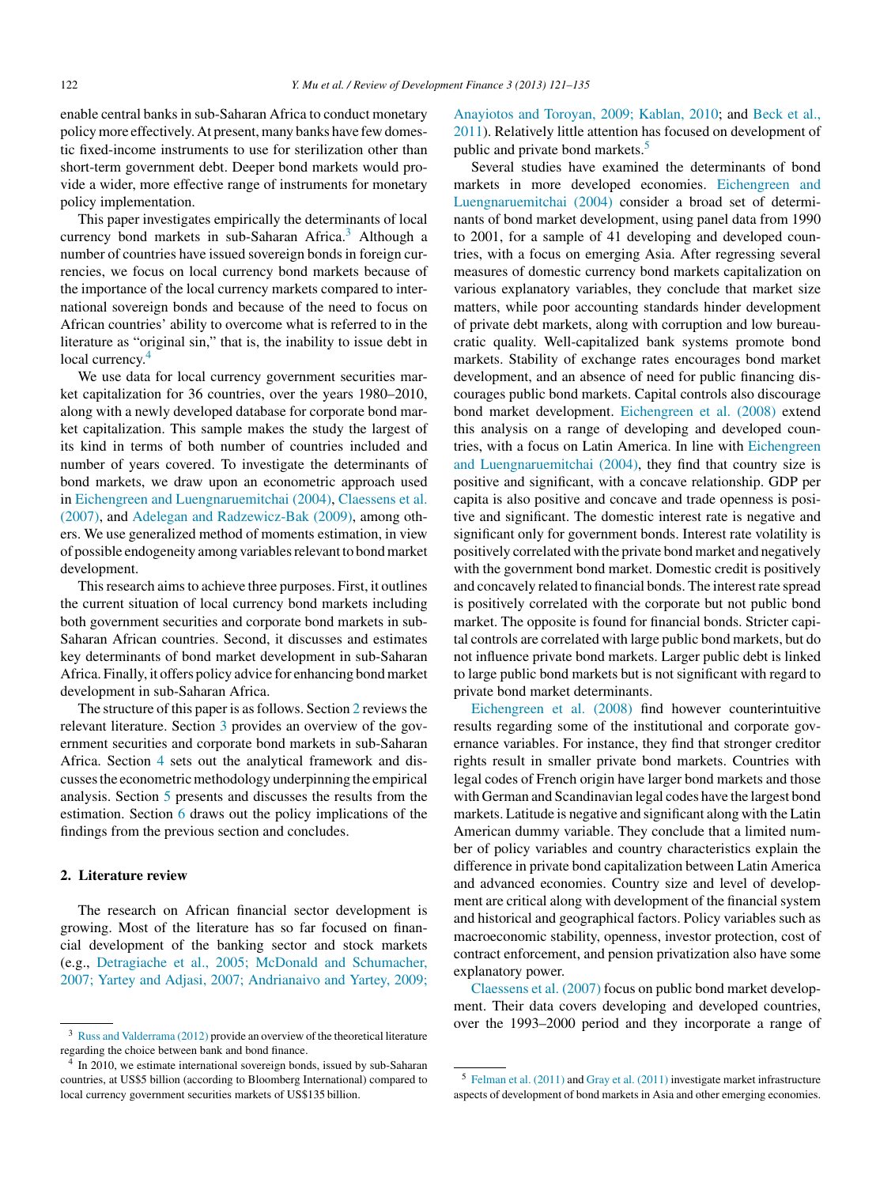enable central banks in sub-Saharan Africa to conduct monetary policy more effectively. At present, many banks have few domestic fixed-income instruments to use for sterilization other than short-term government debt. Deeper bond markets would provide a wider, more effective range of instruments for monetary policy implementation.

This paper investigates empirically the determinants of local currency bond markets in sub-Saharan Africa.[3] Although a number of countries have issued sovereign bonds in foreign currencies, we focus on local currency bond markets because of the importance of the local currency markets compared to international sovereign bonds and because of the need to focus on African countries' ability to overcome what is referred to in the literature as "original sin," that is, the inability to issue debt in local currency.[4]

We use data for local currency government securities market capitalization for 36 countries, over the years 1980–2010, along with a newly developed database for corporate bond market capitalization. This sample makes the study the largest of its kind in terms of both number of countries included and number of years covered. To investigate the determinants of bond markets, we draw upon an econometric approach used in Eichengreen and Luengnaruemitchai (2004), Claessens et al. (2007), and Adelegan and Radzewicz-Bak (2009), among others. We use generalized method of moments estimation, in view of possible endogeneity among variables relevant to bond market development.

This research aims to achieve three purposes. First, it outlines the current situation of local currency bond markets including both government securities and corporate bond markets in sub-Saharan African countries. Second, it discusses and estimates key determinants of bond market development in sub-Saharan Africa. Finally, it offers policy advice for enhancing bond market development in sub-Saharan Africa.

The structure of this paper is as follows. Section 2 reviews the relevant literature. Section 3 provides an overview of the government securities and corporate bond markets in sub-Saharan Africa. Section 4 sets out the analytical framework and discusses the econometric methodology underpinning the empirical analysis. Section 5 presents and discusses the results from the estimation. Section 6 draws out the policy implications of the findings from the previous section and concludes.

## 2. Literature review

The research on African financial sector development is growing. Most of the literature has so far focused on financial development of the banking sector and stock markets (e.g., Detragiache et al., 2005; McDonald and Schumacher, 2007; Yartey and Adjasi, 2007; Andrianaivo and Yartey, 2009; Anayiotos and Toroyan, 2009; Kablan, 2010; and Beck et al., 2011). Relatively little attention has focused on development of public and private bond markets.[5]

Several studies have examined the determinants of bond markets in more developed economies. Eichengreen and Luengnaruemitchai (2004) consider a broad set of determinants of bond market development, using panel data from 1990 to 2001, for a sample of 41 developing and developed countries, with a focus on emerging Asia. After regressing several measures of domestic currency bond markets capitalization on various explanatory variables, they conclude that market size matters, while poor accounting standards hinder development of private debt markets, along with corruption and low bureaucratic quality. Well-capitalized bank systems promote bond markets. Stability of exchange rates encourages bond market development, and an absence of need for public financing discourages public bond markets. Capital controls also discourage bond market development. Eichengreen et al. (2008) extend this analysis on a range of developing and developed countries, with a focus on Latin America. In line with Eichengreen and Luengnaruemitchai (2004), they find that country size is positive and significant, with a concave relationship. GDP per capita is also positive and concave and trade openness is positive and significant. The domestic interest rate is negative and significant only for government bonds. Interest rate volatility is positively correlated with the private bond market and negatively with the government bond market. Domestic credit is positively and concavely related to financial bonds. The interest rate spread is positively correlated with the corporate but not public bond market. The opposite is found for financial bonds. Stricter capital controls are correlated with large public bond markets, but do not influence private bond markets. Larger public debt is linked to large public bond markets but is not significant with regard to private bond market determinants.

Eichengreen et al. (2008) find however counterintuitive results regarding some of the institutional and corporate governance variables. For instance, they find that stronger creditor rights result in smaller private bond markets. Countries with legal codes of French origin have larger bond markets and those with German and Scandinavian legal codes have the largest bond markets. Latitude is negative and significant along with the Latin American dummy variable. They conclude that a limited number of policy variables and country characteristics explain the difference in private bond capitalization between Latin America and advanced economies. Country size and level of development are critical along with development of the financial system and historical and geographical factors. Policy variables such as macroeconomic stability, openness, investor protection, cost of contract enforcement, and pension privatization also have some explanatory power.

Claessens et al. (2007) focus on public bond market development. Their data covers developing and developed countries, over the 1993–2000 period and they incorporate a range of

---

[3] Russ and Valderrama (2012) provide an overview of the theoretical literature regarding the choice between bank and bond finance.

[4] In 2010, we estimate international sovereign bonds, issued by sub-Saharan countries, at US$5 billion (according to Bloomberg International) compared to local currency government securities markets of US$135 billion.

[5] Felman et al. (2011) and Gray et al. (2011) investigate market infrastructure aspects of development of bond markets in Asia and other emerging economies.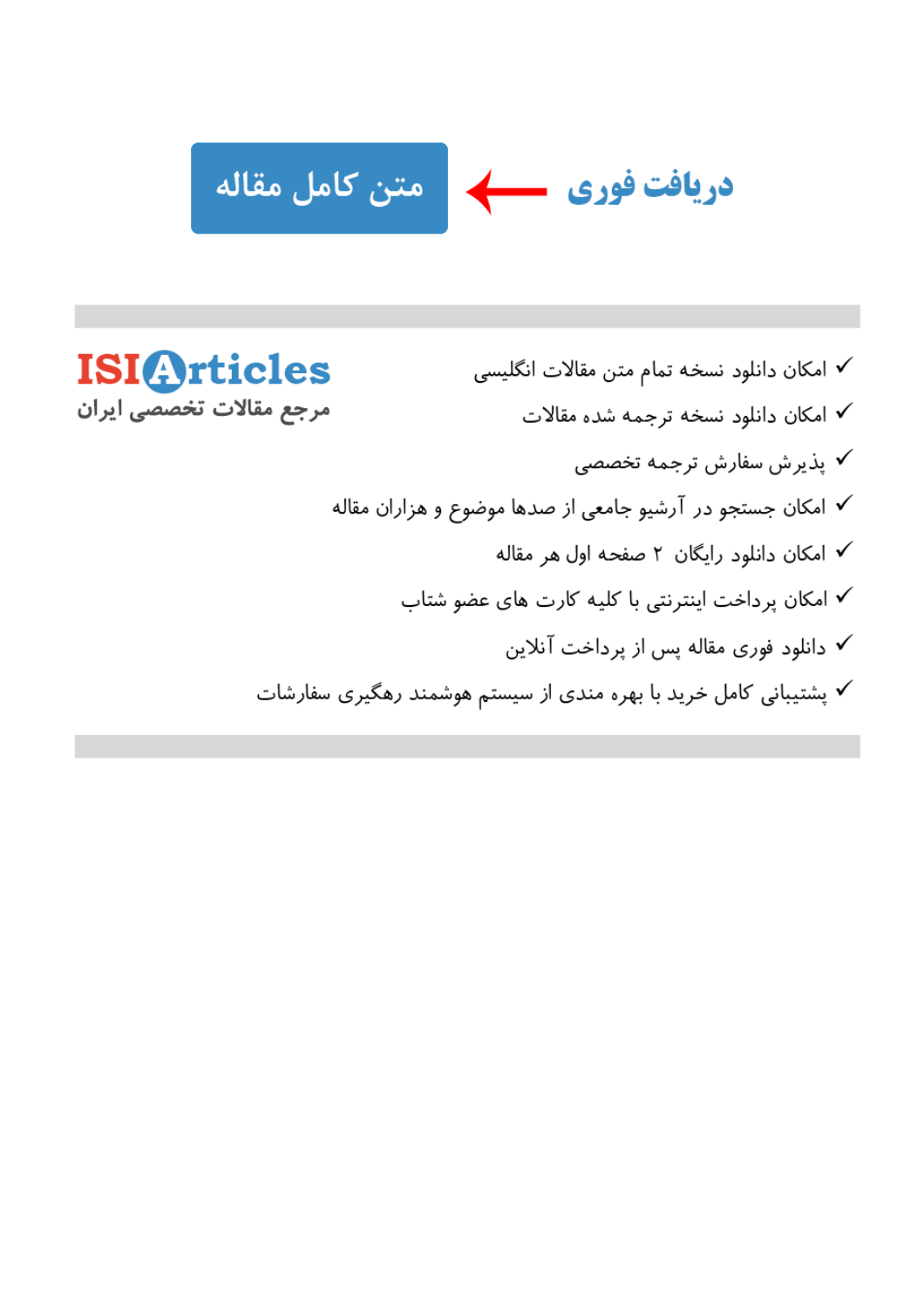دریافت فوری ← **متن کامل مقاله**

**ISIArticles**

مرجع مقالات تخصصی ایران

- ✓ امکان دانلود نسخه تمام متن مقالات انگلیسی
- ✓ امکان دانلود نسخه ترجمه شده مقالات
- ✓ پذیرش سفارش ترجمه تخصصی
- ✓ امکان جستجو در آرشیو جامعی از صدها موضوع و هزاران مقاله
- ✓ امکان دانلود رایگان ۲ صفحه اول هر مقاله
- ✓ امکان پرداخت اینترنتی با کلیه کارت های عضو شتاب
- ✓ دانلود فوری مقاله پس از پرداخت آنلاین
- ✓ پشتیبانی کامل خرید با بهره مندی از سیستم هوشمند رهگیری سفارشات